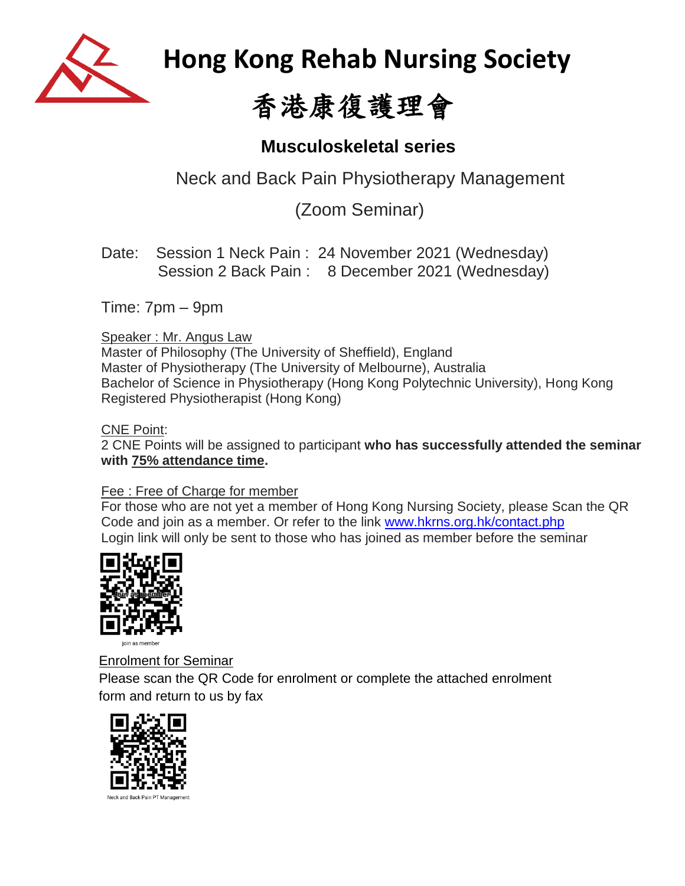# Hong Kong Rehab Nursing Society

# 香港康復護理會

## Musculoskeletal series

Neck and Back Pain Physiotherapy Management

(Zoom Seminar)

Date: Session 1 Neck Pain : 24 November 2021 (Wednesday)
Session 2 Back Pain : 8 December 2021 (Wednesday)

Time: 7pm – 9pm

Speaker : Mr. Angus Law
Master of Philosophy (The University of Sheffield), England
Master of Physiotherapy (The University of Melbourne), Australia
Bachelor of Science in Physiotherapy (Hong Kong Polytechnic University), Hong Kong
Registered Physiotherapist (Hong Kong)

CNE Point:
2 CNE Points will be assigned to participant **who has successfully attended the seminar with 75% attendance time.**

Fee : Free of Charge for member
For those who are not yet a member of Hong Kong Nursing Society, please Scan the QR Code and join as a member. Or refer to the link www.hkrns.org.hk/contact.php
Login link will only be sent to those who has joined as member before the seminar

join as member

Enrolment for Seminar
Please scan the QR Code for enrolment or complete the attached enrolment form and return to us by fax

Neck and Back Pain PT Management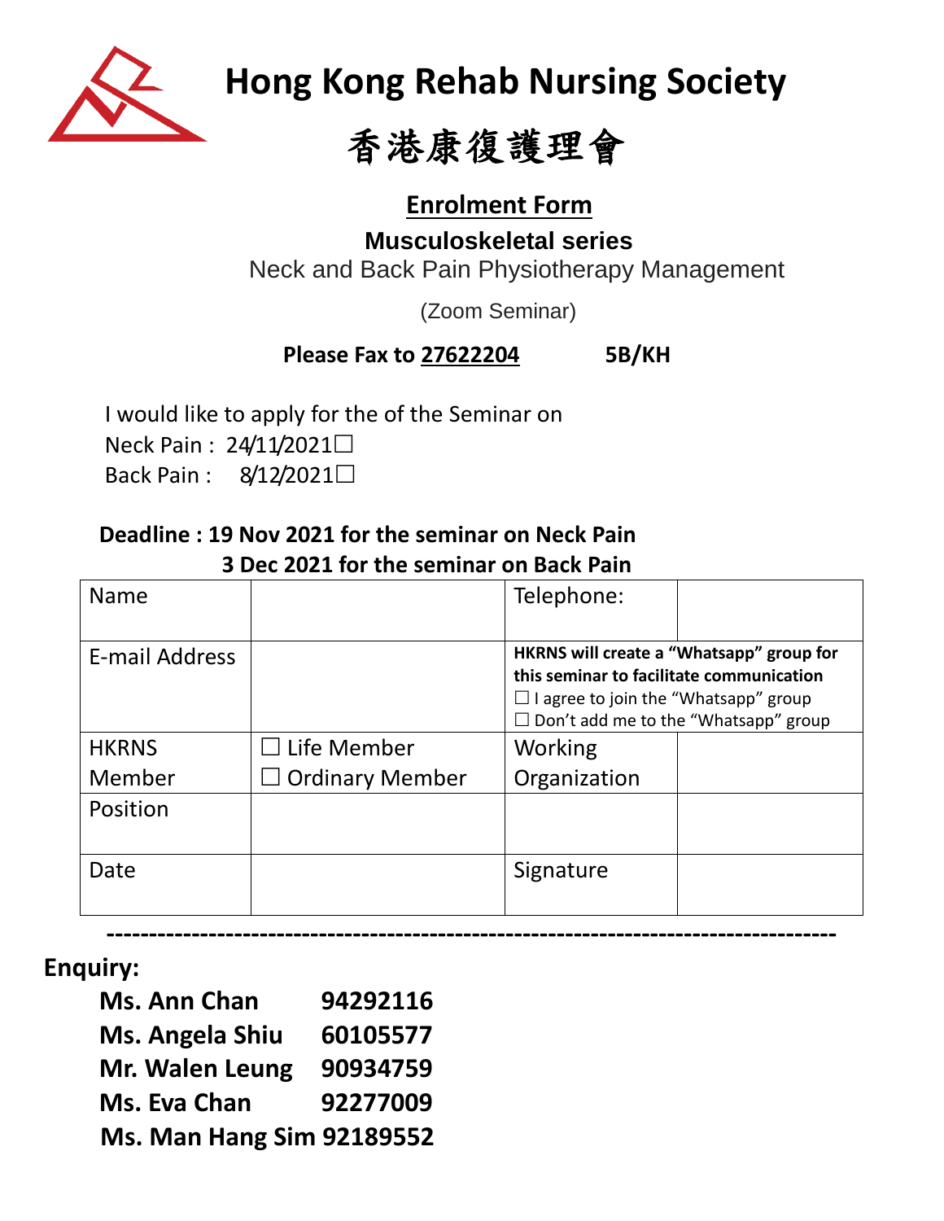# Hong Kong Rehab Nursing Society

# 香港康復護理會

## Enrolment Form

### Musculoskeletal series

Neck and Back Pain Physiotherapy Management

(Zoom Seminar)

**Please Fax to 27622204** **5B/KH**

I would like to apply for the of the Seminar on

Neck Pain : 24/11/2021☐

Back Pain : 8/12/2021☐

**Deadline : 19 Nov 2021 for the seminar on Neck Pain**
**3 Dec 2021 for the seminar on Back Pain**

| | | | |
|---|---|---|---|
| Name | | Telephone: | |
| E-mail Address | | **HKRNS will create a "Whatsapp" group for this seminar to facilitate communication** ☐ I agree to join the "Whatsapp" group ☐ Don't add me to the "Whatsapp" group | |
| HKRNS Member | ☐ Life Member ☐ Ordinary Member | Working Organization | |
| Position | | | |
| Date | | Signature | |

-----------------------------------------------------------------------------------

**Enquiry:**

**Ms. Ann Chan 94292116**
**Ms. Angela Shiu 60105577**
**Mr. Walen Leung 90934759**
**Ms. Eva Chan 92277009**
**Ms. Man Hang Sim 92189552**